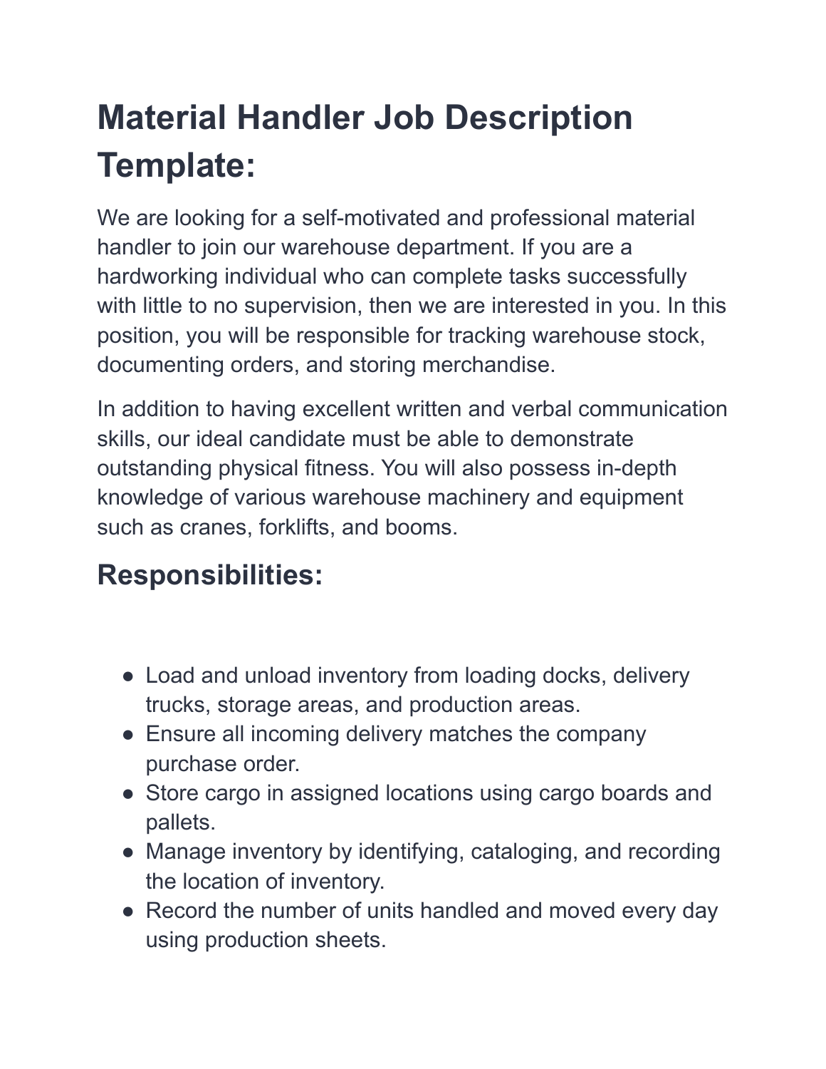# Material Handler Job Description Template:

We are looking for a self-motivated and professional material handler to join our warehouse department. If you are a hardworking individual who can complete tasks successfully with little to no supervision, then we are interested in you. In this position, you will be responsible for tracking warehouse stock, documenting orders, and storing merchandise.

In addition to having excellent written and verbal communication skills, our ideal candidate must be able to demonstrate outstanding physical fitness. You will also possess in-depth knowledge of various warehouse machinery and equipment such as cranes, forklifts, and booms.

## Responsibilities:

- Load and unload inventory from loading docks, delivery trucks, storage areas, and production areas.
- Ensure all incoming delivery matches the company purchase order.
- Store cargo in assigned locations using cargo boards and pallets.
- Manage inventory by identifying, cataloging, and recording the location of inventory.
- Record the number of units handled and moved every day using production sheets.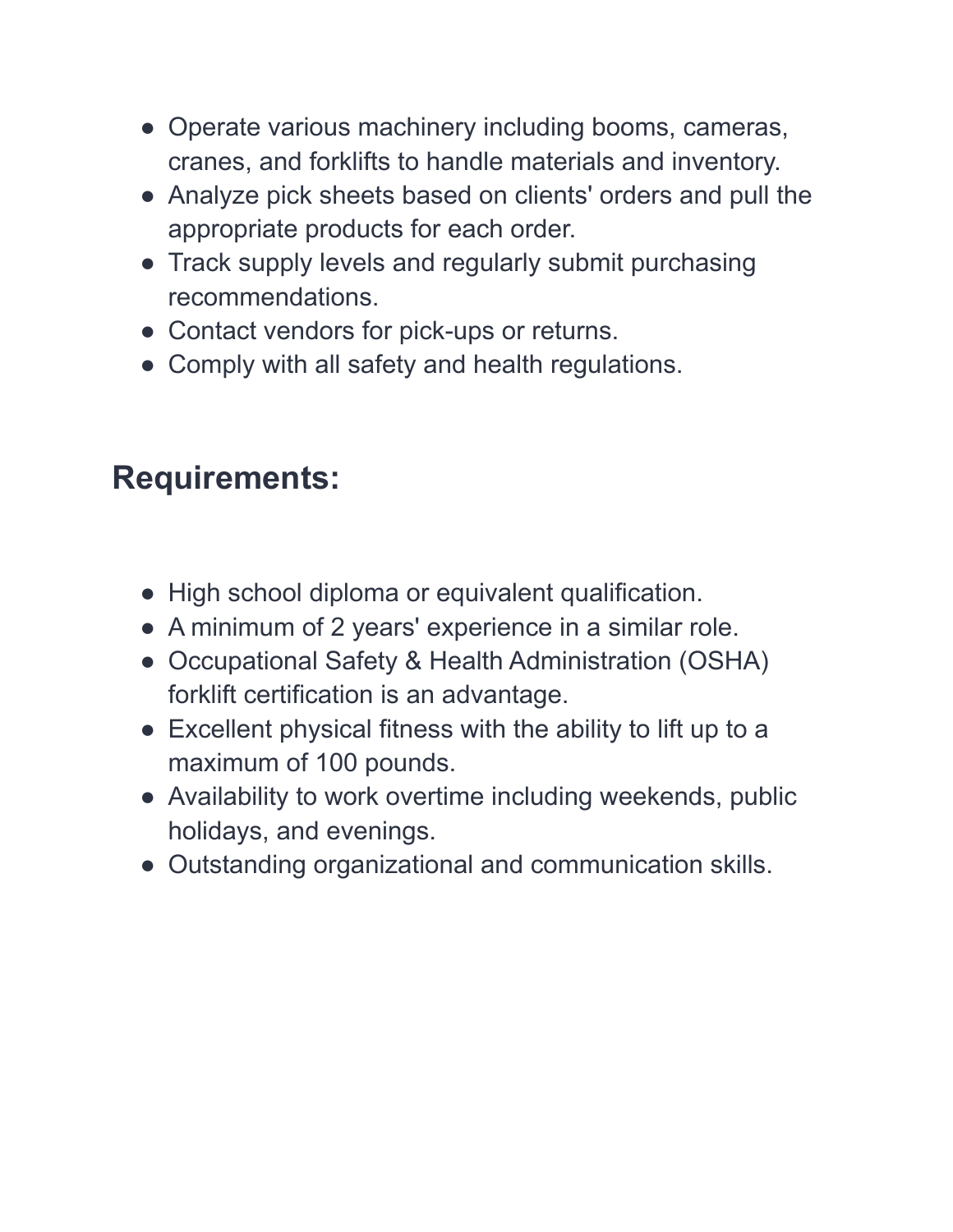- Operate various machinery including booms, cameras, cranes, and forklifts to handle materials and inventory.
- Analyze pick sheets based on clients' orders and pull the appropriate products for each order.
- Track supply levels and regularly submit purchasing recommendations.
- Contact vendors for pick-ups or returns.
- Comply with all safety and health regulations.

## Requirements:

- High school diploma or equivalent qualification.
- A minimum of 2 years' experience in a similar role.
- Occupational Safety & Health Administration (OSHA) forklift certification is an advantage.
- Excellent physical fitness with the ability to lift up to a maximum of 100 pounds.
- Availability to work overtime including weekends, public holidays, and evenings.
- Outstanding organizational and communication skills.